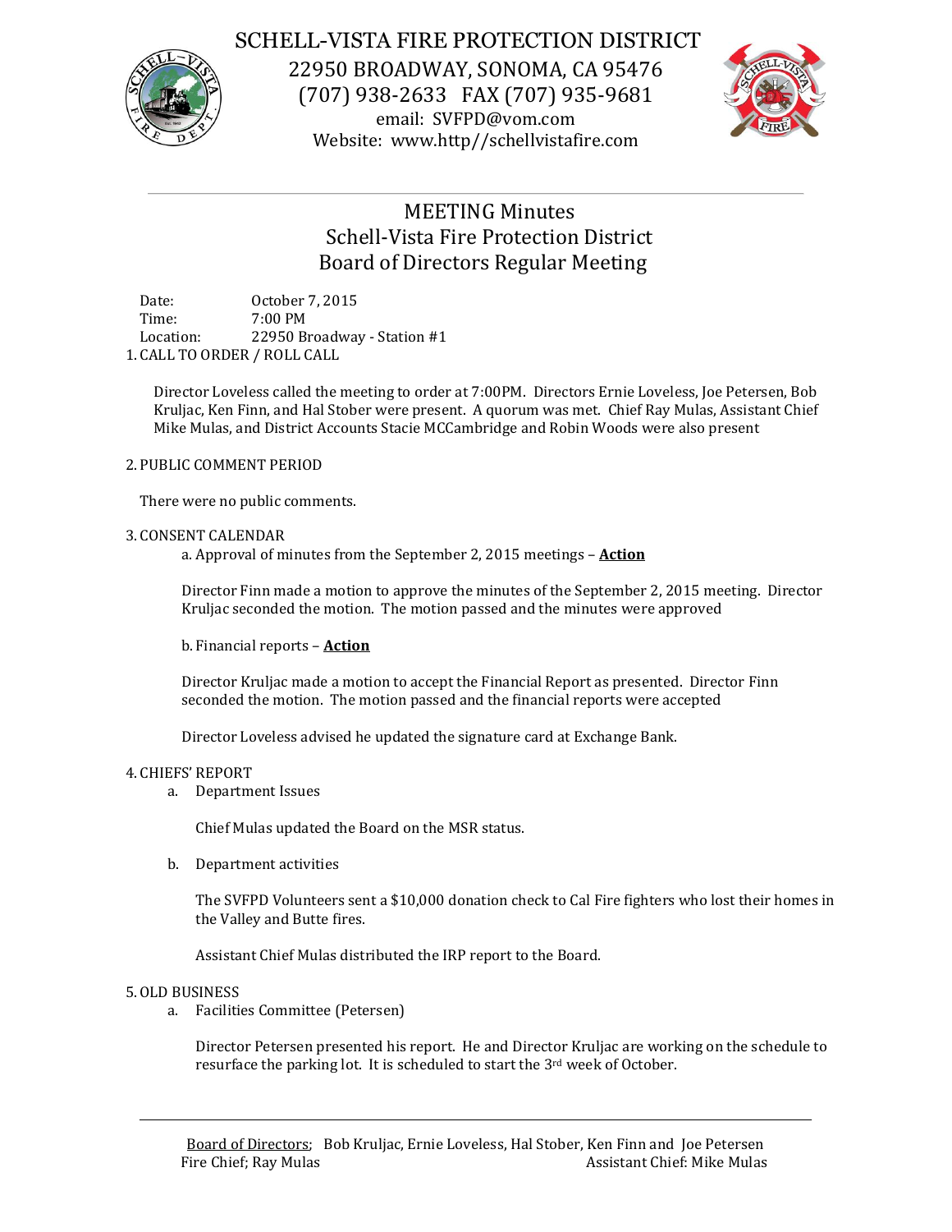# SCHELL-VISTA FIRE PROTECTION DISTRICT

22950 BROADWAY, SONOMA, CA 95476
(707) 938-2633 FAX (707) 935-9681
email: SVFPD@vom.com
Website: www.http//schellvistafire.com

## MEETING Minutes
## Schell-Vista Fire Protection District
## Board of Directors Regular Meeting

Date: October 7, 2015
Time: 7:00 PM
Location: 22950 Broadway - Station #1

1. CALL TO ORDER / ROLL CALL

Director Loveless called the meeting to order at 7:00PM. Directors Ernie Loveless, Joe Petersen, Bob Kruljac, Ken Finn, and Hal Stober were present. A quorum was met. Chief Ray Mulas, Assistant Chief Mike Mulas, and District Accounts Stacie MCCambridge and Robin Woods were also present

2. PUBLIC COMMENT PERIOD

There were no public comments.

3. CONSENT CALENDAR

a. Approval of minutes from the September 2, 2015 meetings – **Action**

Director Finn made a motion to approve the minutes of the September 2, 2015 meeting. Director Kruljac seconded the motion. The motion passed and the minutes were approved

b. Financial reports – **Action**

Director Kruljac made a motion to accept the Financial Report as presented. Director Finn seconded the motion. The motion passed and the financial reports were accepted

Director Loveless advised he updated the signature card at Exchange Bank.

4. CHIEFS' REPORT

a. Department Issues

Chief Mulas updated the Board on the MSR status.

b. Department activities

The SVFPD Volunteers sent a $10,000 donation check to Cal Fire fighters who lost their homes in the Valley and Butte fires.

Assistant Chief Mulas distributed the IRP report to the Board.

5. OLD BUSINESS

a. Facilities Committee (Petersen)

Director Petersen presented his report. He and Director Kruljac are working on the schedule to resurface the parking lot. It is scheduled to start the 3rd week of October.

Board of Directors; Bob Kruljac, Ernie Loveless, Hal Stober, Ken Finn and Joe Petersen
Fire Chief; Ray Mulas Assistant Chief: Mike Mulas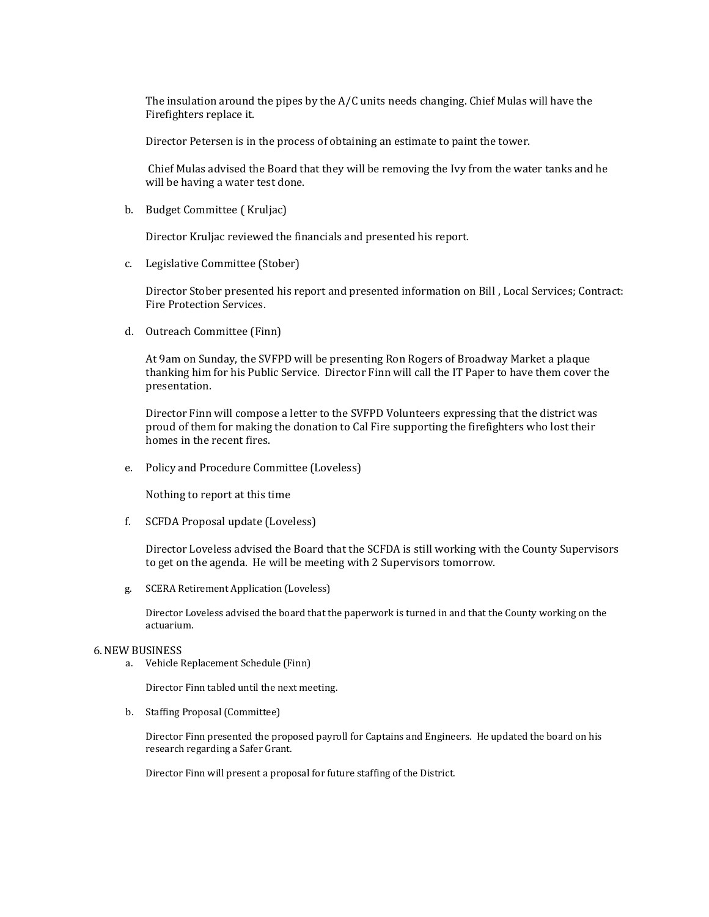The insulation around the pipes by the A/C units needs changing. Chief Mulas will have the Firefighters replace it.

Director Petersen is in the process of obtaining an estimate to paint the tower.

Chief Mulas advised the Board that they will be removing the Ivy from the water tanks and he will be having a water test done.

b. Budget Committee ( Kruljac)

Director Kruljac reviewed the financials and presented his report.

c. Legislative Committee (Stober)

Director Stober presented his report and presented information on Bill , Local Services; Contract: Fire Protection Services.

d. Outreach Committee (Finn)

At 9am on Sunday, the SVFPD will be presenting Ron Rogers of Broadway Market a plaque thanking him for his Public Service. Director Finn will call the IT Paper to have them cover the presentation.

Director Finn will compose a letter to the SVFPD Volunteers expressing that the district was proud of them for making the donation to Cal Fire supporting the firefighters who lost their homes in the recent fires.

e. Policy and Procedure Committee (Loveless)

Nothing to report at this time

f. SCFDA Proposal update (Loveless)

Director Loveless advised the Board that the SCFDA is still working with the County Supervisors to get on the agenda. He will be meeting with 2 Supervisors tomorrow.

g. SCERA Retirement Application (Loveless)

Director Loveless advised the board that the paperwork is turned in and that the County working on the actuarium.

6. NEW BUSINESS

a. Vehicle Replacement Schedule (Finn)

Director Finn tabled until the next meeting.

b. Staffing Proposal (Committee)

Director Finn presented the proposed payroll for Captains and Engineers. He updated the board on his research regarding a Safer Grant.

Director Finn will present a proposal for future staffing of the District.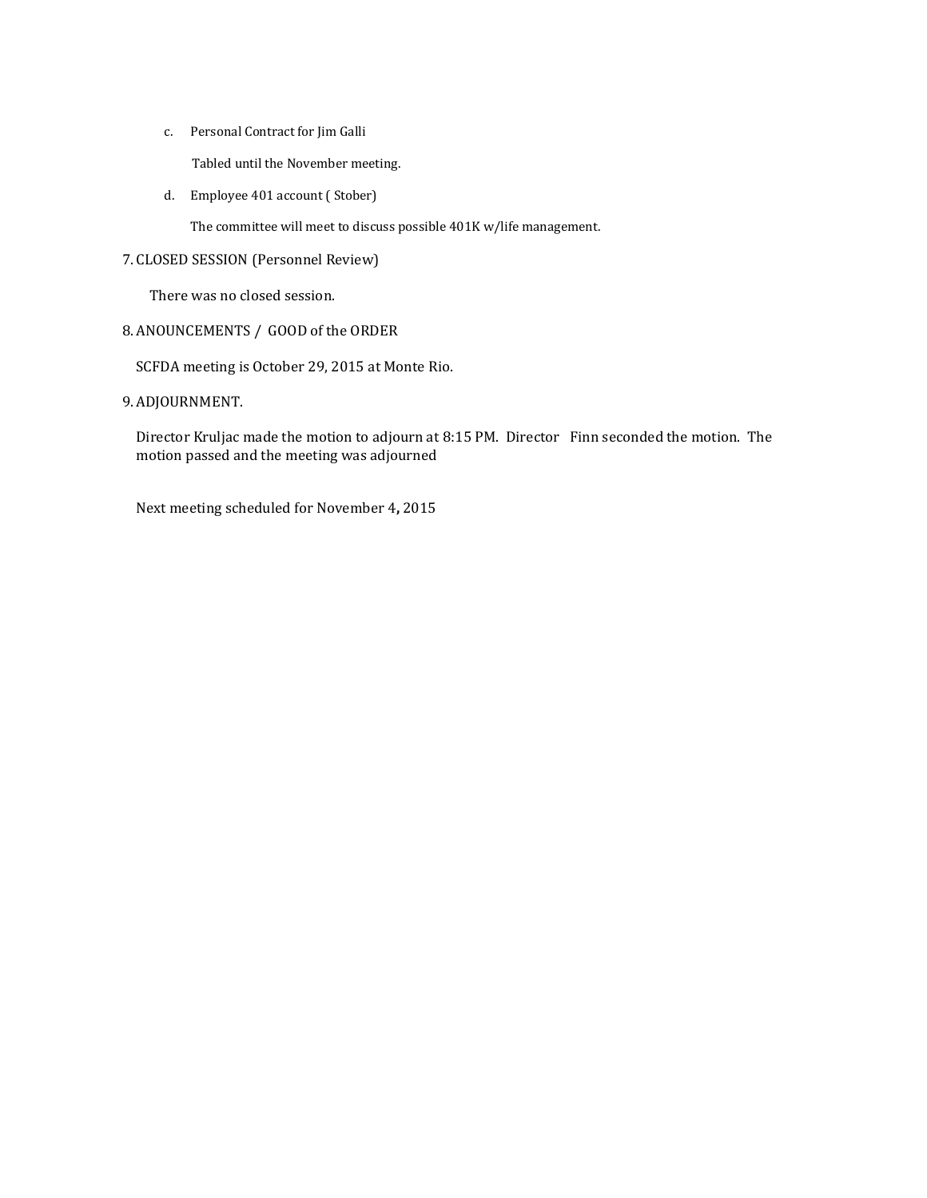c. Personal Contract for Jim Galli

Tabled until the November meeting.

d. Employee 401 account ( Stober)

The committee will meet to discuss possible 401K w/life management.

7. CLOSED SESSION (Personnel Review)

There was no closed session.

8. ANOUNCEMENTS / GOOD of the ORDER

SCFDA meeting is October 29, 2015 at Monte Rio.

9. ADJOURNMENT.

Director Kruljac made the motion to adjourn at 8:15 PM. Director Finn seconded the motion. The motion passed and the meeting was adjourned

Next meeting scheduled for November 4, 2015